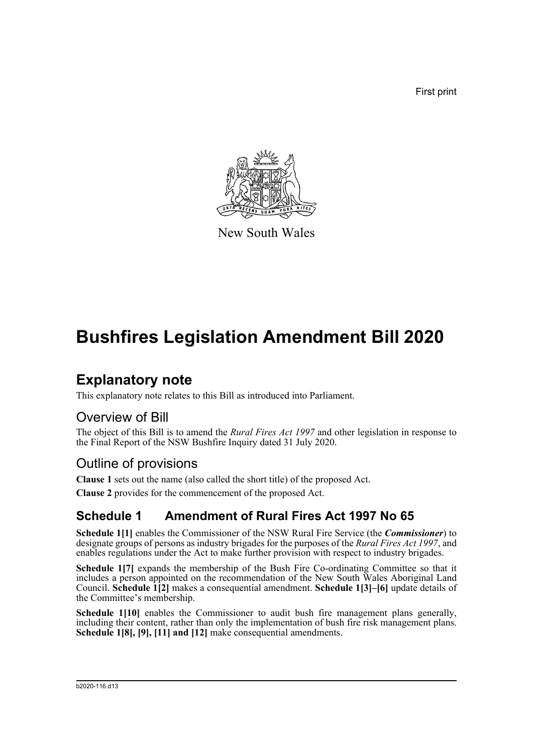First print

New South Wales

# Bushfires Legislation Amendment Bill 2020

## Explanatory note

This explanatory note relates to this Bill as introduced into Parliament.

## Overview of Bill

The object of this Bill is to amend the *Rural Fires Act 1997* and other legislation in response to the Final Report of the NSW Bushfire Inquiry dated 31 July 2020.

## Outline of provisions

**Clause 1** sets out the name (also called the short title) of the proposed Act.

**Clause 2** provides for the commencement of the proposed Act.

### Schedule 1 Amendment of Rural Fires Act 1997 No 65

**Schedule 1[1]** enables the Commissioner of the NSW Rural Fire Service (the ***Commissioner***) to designate groups of persons as industry brigades for the purposes of the *Rural Fires Act 1997*, and enables regulations under the Act to make further provision with respect to industry brigades.

**Schedule 1[7]** expands the membership of the Bush Fire Co-ordinating Committee so that it includes a person appointed on the recommendation of the New South Wales Aboriginal Land Council. **Schedule 1[2]** makes a consequential amendment. **Schedule 1[3]–[6]** update details of the Committee's membership.

**Schedule 1[10]** enables the Commissioner to audit bush fire management plans generally, including their content, rather than only the implementation of bush fire risk management plans. **Schedule 1[8], [9], [11] and [12]** make consequential amendments.

b2020-116.d13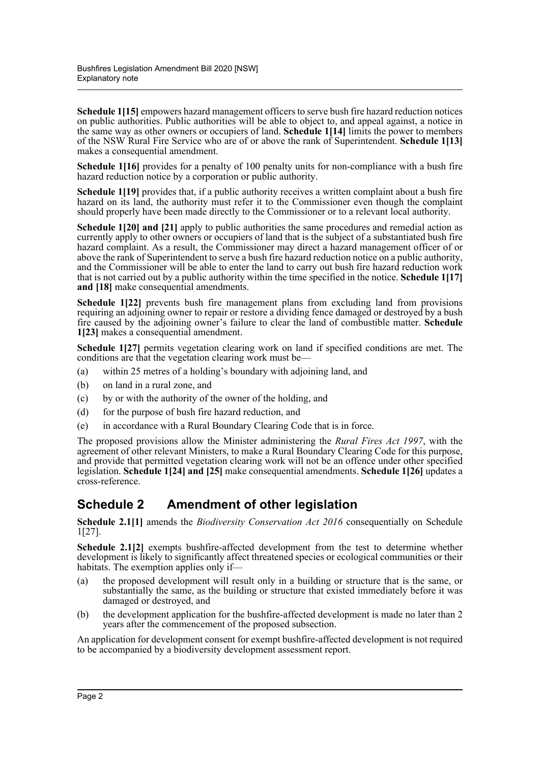**Schedule 1[15]** empowers hazard management officers to serve bush fire hazard reduction notices on public authorities. Public authorities will be able to object to, and appeal against, a notice in the same way as other owners or occupiers of land. **Schedule 1[14]** limits the power to members of the NSW Rural Fire Service who are of or above the rank of Superintendent. **Schedule 1[13]** makes a consequential amendment.

**Schedule 1[16]** provides for a penalty of 100 penalty units for non-compliance with a bush fire hazard reduction notice by a corporation or public authority.

**Schedule 1[19]** provides that, if a public authority receives a written complaint about a bush fire hazard on its land, the authority must refer it to the Commissioner even though the complaint should properly have been made directly to the Commissioner or to a relevant local authority.

**Schedule 1[20] and [21]** apply to public authorities the same procedures and remedial action as currently apply to other owners or occupiers of land that is the subject of a substantiated bush fire hazard complaint. As a result, the Commissioner may direct a hazard management officer of or above the rank of Superintendent to serve a bush fire hazard reduction notice on a public authority, and the Commissioner will be able to enter the land to carry out bush fire hazard reduction work that is not carried out by a public authority within the time specified in the notice. **Schedule 1[17] and [18]** make consequential amendments.

**Schedule 1[22]** prevents bush fire management plans from excluding land from provisions requiring an adjoining owner to repair or restore a dividing fence damaged or destroyed by a bush fire caused by the adjoining owner's failure to clear the land of combustible matter. **Schedule 1[23]** makes a consequential amendment.

**Schedule 1[27]** permits vegetation clearing work on land if specified conditions are met. The conditions are that the vegetation clearing work must be—

(a) within 25 metres of a holding's boundary with adjoining land, and

(b) on land in a rural zone, and

(c) by or with the authority of the owner of the holding, and

(d) for the purpose of bush fire hazard reduction, and

(e) in accordance with a Rural Boundary Clearing Code that is in force.

The proposed provisions allow the Minister administering the *Rural Fires Act 1997*, with the agreement of other relevant Ministers, to make a Rural Boundary Clearing Code for this purpose, and provide that permitted vegetation clearing work will not be an offence under other specified legislation. **Schedule 1[24] and [25]** make consequential amendments. **Schedule 1[26]** updates a cross-reference.

## Schedule 2 Amendment of other legislation

**Schedule 2.1[1]** amends the *Biodiversity Conservation Act 2016* consequentially on Schedule 1[27].

**Schedule 2.1[2]** exempts bushfire-affected development from the test to determine whether development is likely to significantly affect threatened species or ecological communities or their habitats. The exemption applies only if—

(a) the proposed development will result only in a building or structure that is the same, or substantially the same, as the building or structure that existed immediately before it was damaged or destroyed, and

(b) the development application for the bushfire-affected development is made no later than 2 years after the commencement of the proposed subsection.

An application for development consent for exempt bushfire-affected development is not required to be accompanied by a biodiversity development assessment report.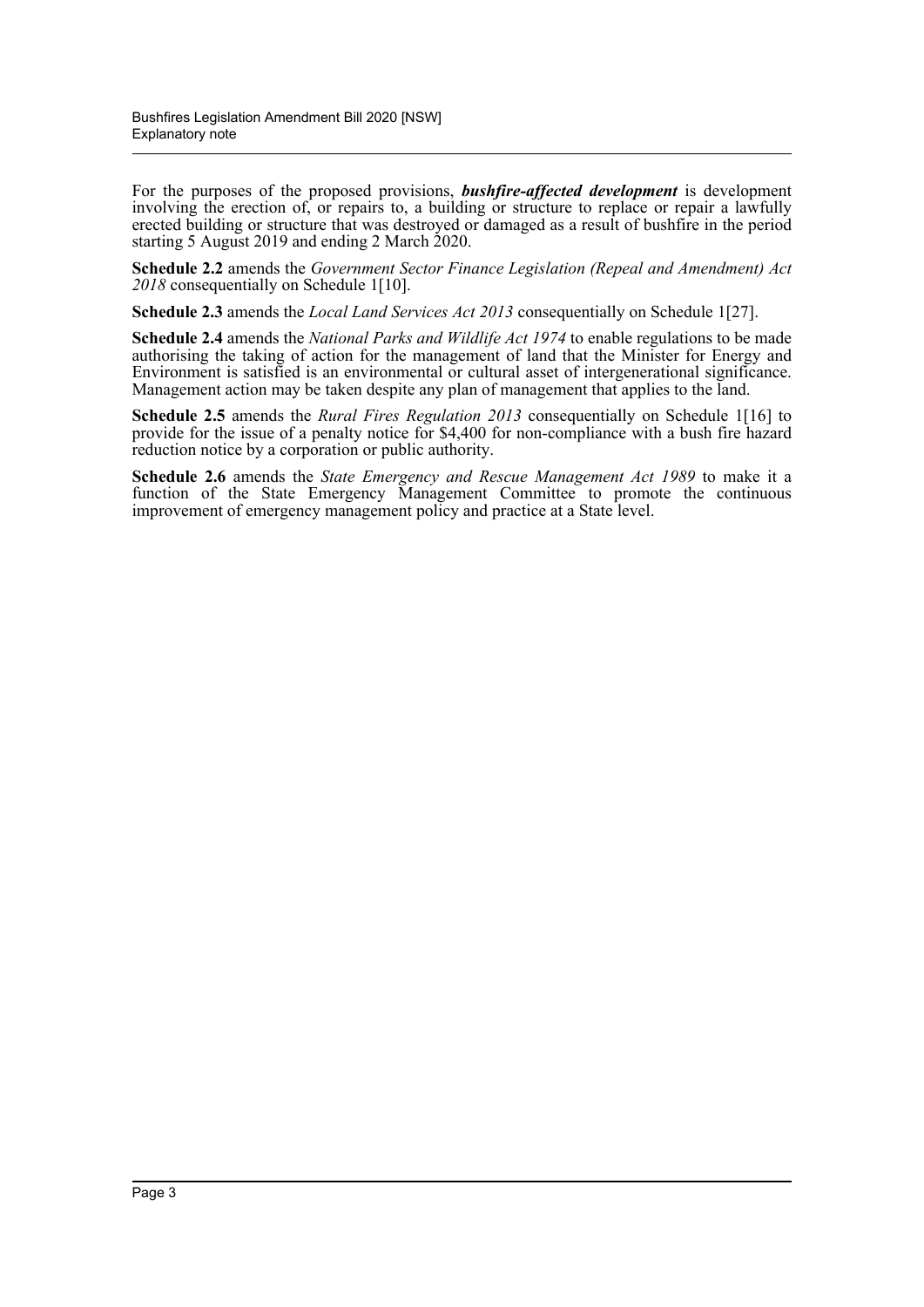For the purposes of the proposed provisions, ***bushfire-affected development*** is development involving the erection of, or repairs to, a building or structure to replace or repair a lawfully erected building or structure that was destroyed or damaged as a result of bushfire in the period starting 5 August 2019 and ending 2 March 2020.

**Schedule 2.2** amends the *Government Sector Finance Legislation (Repeal and Amendment) Act 2018* consequentially on Schedule 1[10].

**Schedule 2.3** amends the *Local Land Services Act 2013* consequentially on Schedule 1[27].

**Schedule 2.4** amends the *National Parks and Wildlife Act 1974* to enable regulations to be made authorising the taking of action for the management of land that the Minister for Energy and Environment is satisfied is an environmental or cultural asset of intergenerational significance. Management action may be taken despite any plan of management that applies to the land.

**Schedule 2.5** amends the *Rural Fires Regulation 2013* consequentially on Schedule 1[16] to provide for the issue of a penalty notice for $4,400 for non-compliance with a bush fire hazard reduction notice by a corporation or public authority.

**Schedule 2.6** amends the *State Emergency and Rescue Management Act 1989* to make it a function of the State Emergency Management Committee to promote the continuous improvement of emergency management policy and practice at a State level.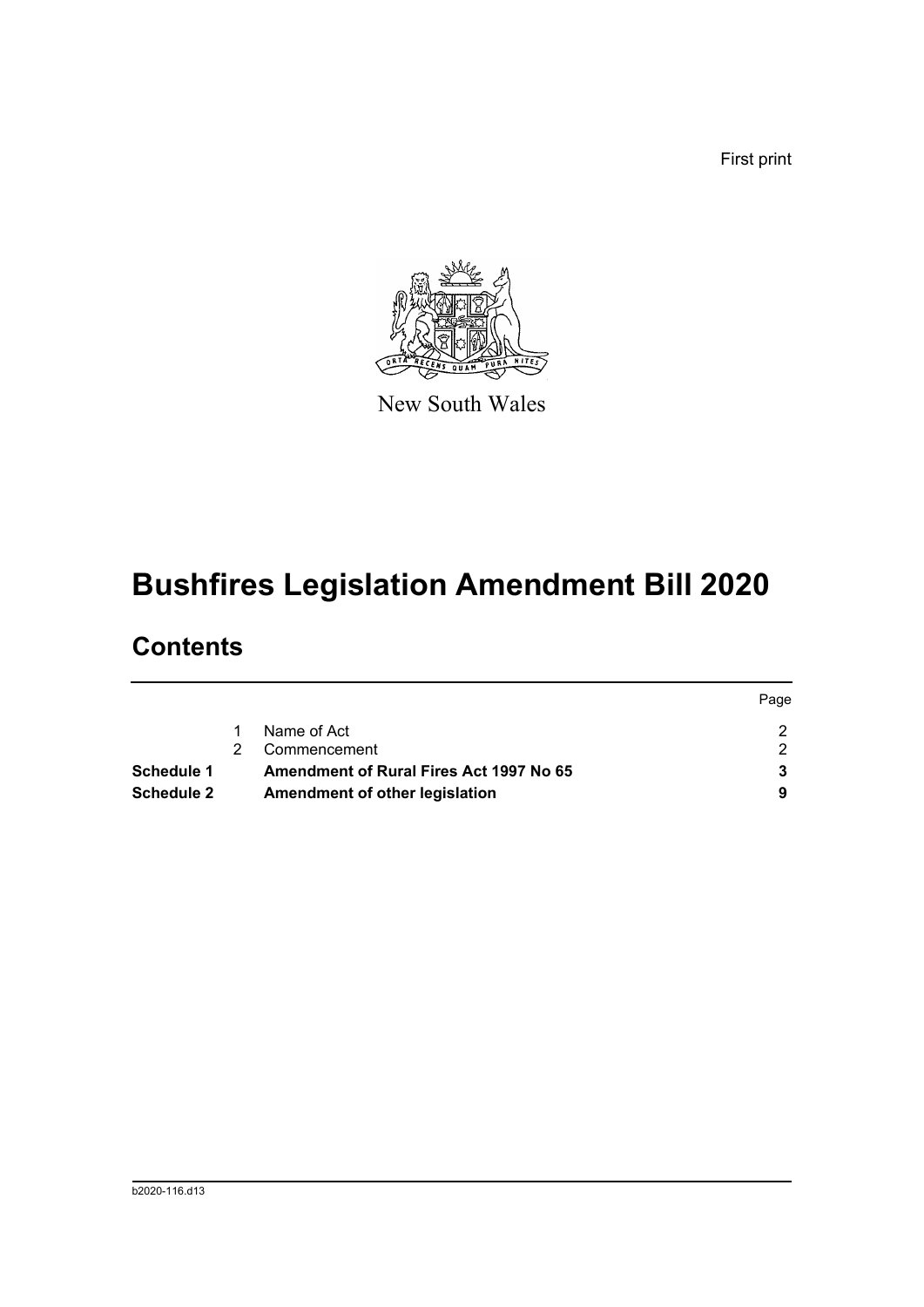First print

New South Wales

# Bushfires Legislation Amendment Bill 2020

## Contents

| | | | Page |
|---|---|---|---|
| | 1 | Name of Act | 2 |
| | 2 | Commencement | 2 |
| **Schedule 1** | | **Amendment of Rural Fires Act 1997 No 65** | **3** |
| **Schedule 2** | | **Amendment of other legislation** | **9** |

b2020-116.d13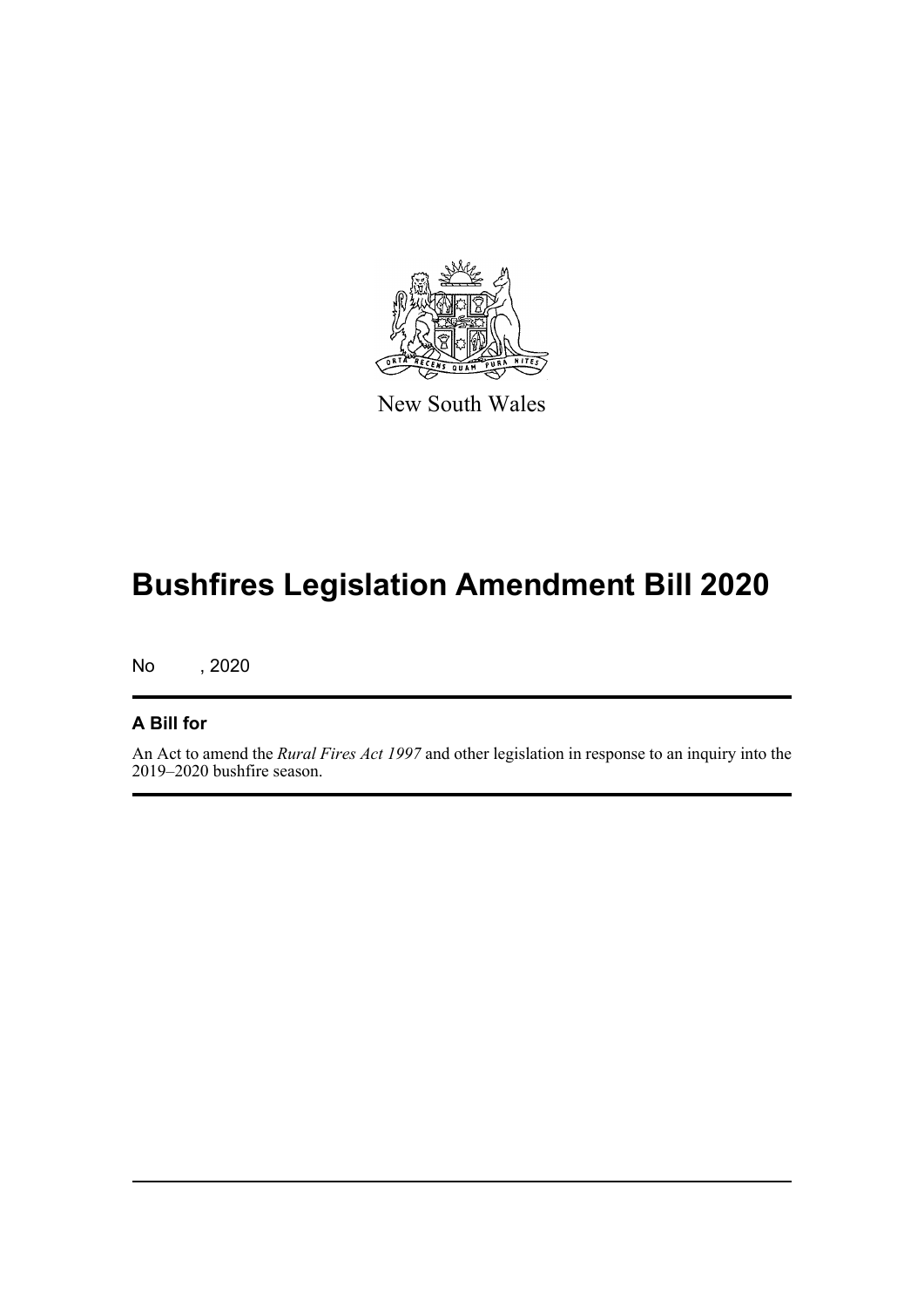New South Wales

# Bushfires Legislation Amendment Bill 2020

No , 2020

## A Bill for

An Act to amend the *Rural Fires Act 1997* and other legislation in response to an inquiry into the 2019–2020 bushfire season.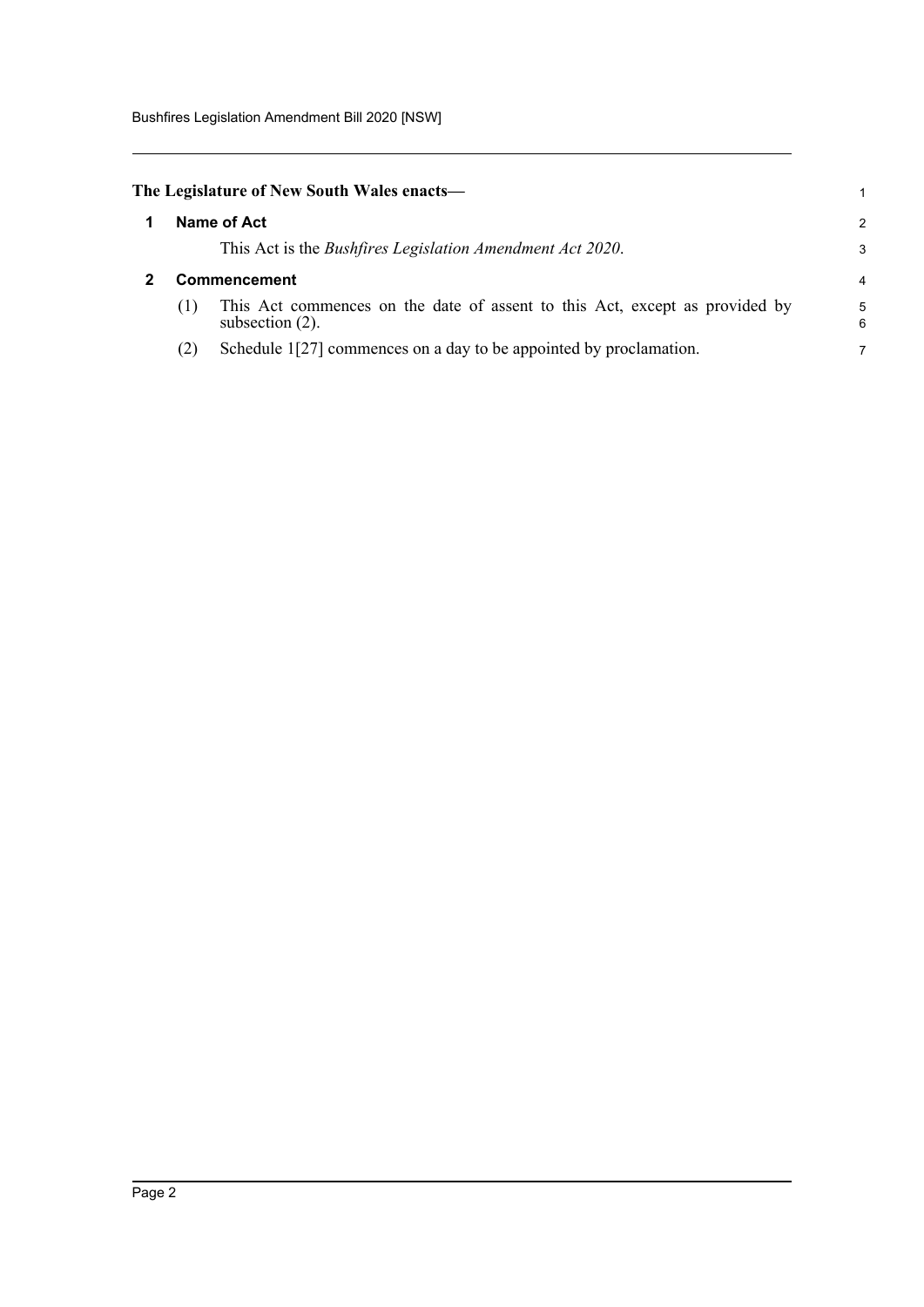**The Legislature of New South Wales enacts—**

## 1 Name of Act

This Act is the *Bushfires Legislation Amendment Act 2020*.

## 2 Commencement

(1) This Act commences on the date of assent to this Act, except as provided by subsection (2).

(2) Schedule 1[27] commences on a day to be appointed by proclamation.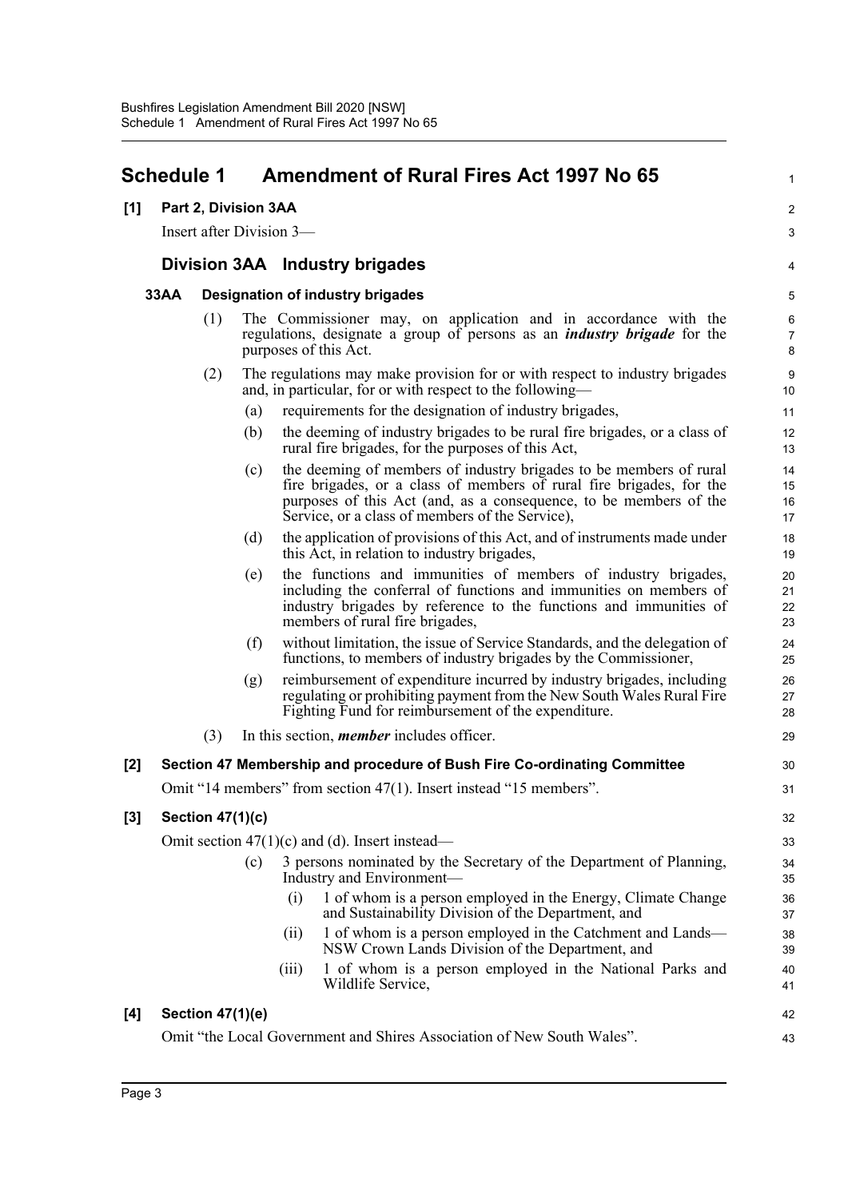# Schedule 1 Amendment of Rural Fires Act 1997 No 65

## [1] Part 2, Division 3AA

Insert after Division 3—

### Division 3AA Industry brigades

#### 33AA Designation of industry brigades

(1) The Commissioner may, on application and in accordance with the regulations, designate a group of persons as an ***industry brigade*** for the purposes of this Act.

(2) The regulations may make provision for or with respect to industry brigades and, in particular, for or with respect to the following—

(a) requirements for the designation of industry brigades,

(b) the deeming of industry brigades to be rural fire brigades, or a class of rural fire brigades, for the purposes of this Act,

(c) the deeming of members of industry brigades to be members of rural fire brigades, or a class of members of rural fire brigades, for the purposes of this Act (and, as a consequence, to be members of the Service, or a class of members of the Service),

(d) the application of provisions of this Act, and of instruments made under this Act, in relation to industry brigades,

(e) the functions and immunities of members of industry brigades, including the conferral of functions and immunities on members of industry brigades by reference to the functions and immunities of members of rural fire brigades,

(f) without limitation, the issue of Service Standards, and the delegation of functions, to members of industry brigades by the Commissioner,

(g) reimbursement of expenditure incurred by industry brigades, including regulating or prohibiting payment from the New South Wales Rural Fire Fighting Fund for reimbursement of the expenditure.

(3) In this section, ***member*** includes officer.

## [2] Section 47 Membership and procedure of Bush Fire Co-ordinating Committee

Omit "14 members" from section 47(1). Insert instead "15 members".

## [3] Section 47(1)(c)

Omit section 47(1)(c) and (d). Insert instead—

(c) 3 persons nominated by the Secretary of the Department of Planning, Industry and Environment—

(i) 1 of whom is a person employed in the Energy, Climate Change and Sustainability Division of the Department, and

(ii) 1 of whom is a person employed in the Catchment and Lands—NSW Crown Lands Division of the Department, and

(iii) 1 of whom is a person employed in the National Parks and Wildlife Service,

## [4] Section 47(1)(e)

Omit "the Local Government and Shires Association of New South Wales".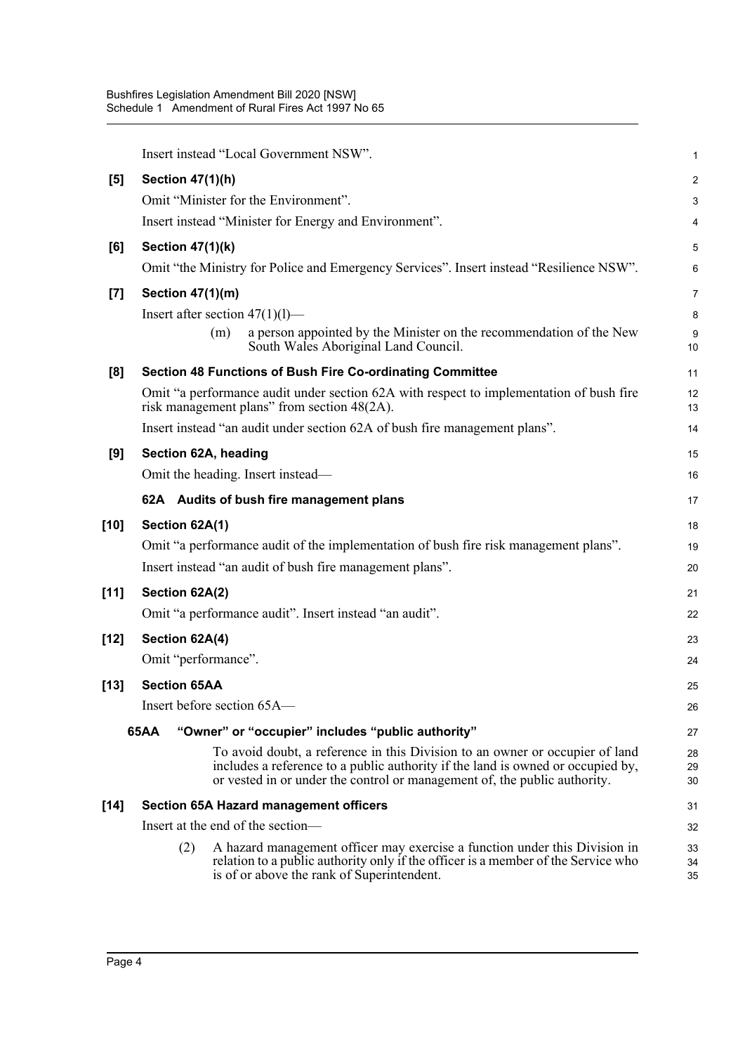Insert instead "Local Government NSW".

**[5] Section 47(1)(h)**

Omit "Minister for the Environment".

Insert instead "Minister for Energy and Environment".

**[6] Section 47(1)(k)**

Omit "the Ministry for Police and Emergency Services". Insert instead "Resilience NSW".

**[7] Section 47(1)(m)**

Insert after section 47(1)(l)—

(m) a person appointed by the Minister on the recommendation of the New South Wales Aboriginal Land Council.

**[8] Section 48 Functions of Bush Fire Co-ordinating Committee**

Omit "a performance audit under section 62A with respect to implementation of bush fire risk management plans" from section 48(2A).

Insert instead "an audit under section 62A of bush fire management plans".

**[9] Section 62A, heading**

Omit the heading. Insert instead—

**62A Audits of bush fire management plans**

**[10] Section 62A(1)**

Omit "a performance audit of the implementation of bush fire risk management plans".

Insert instead "an audit of bush fire management plans".

**[11] Section 62A(2)**

Omit "a performance audit". Insert instead "an audit".

**[12] Section 62A(4)**

Omit "performance".

**[13] Section 65AA**

Insert before section 65A—

**65AA "Owner" or "occupier" includes "public authority"**

To avoid doubt, a reference in this Division to an owner or occupier of land includes a reference to a public authority if the land is owned or occupied by, or vested in or under the control or management of, the public authority.

**[14] Section 65A Hazard management officers**

Insert at the end of the section—

(2) A hazard management officer may exercise a function under this Division in relation to a public authority only if the officer is a member of the Service who is of or above the rank of Superintendent.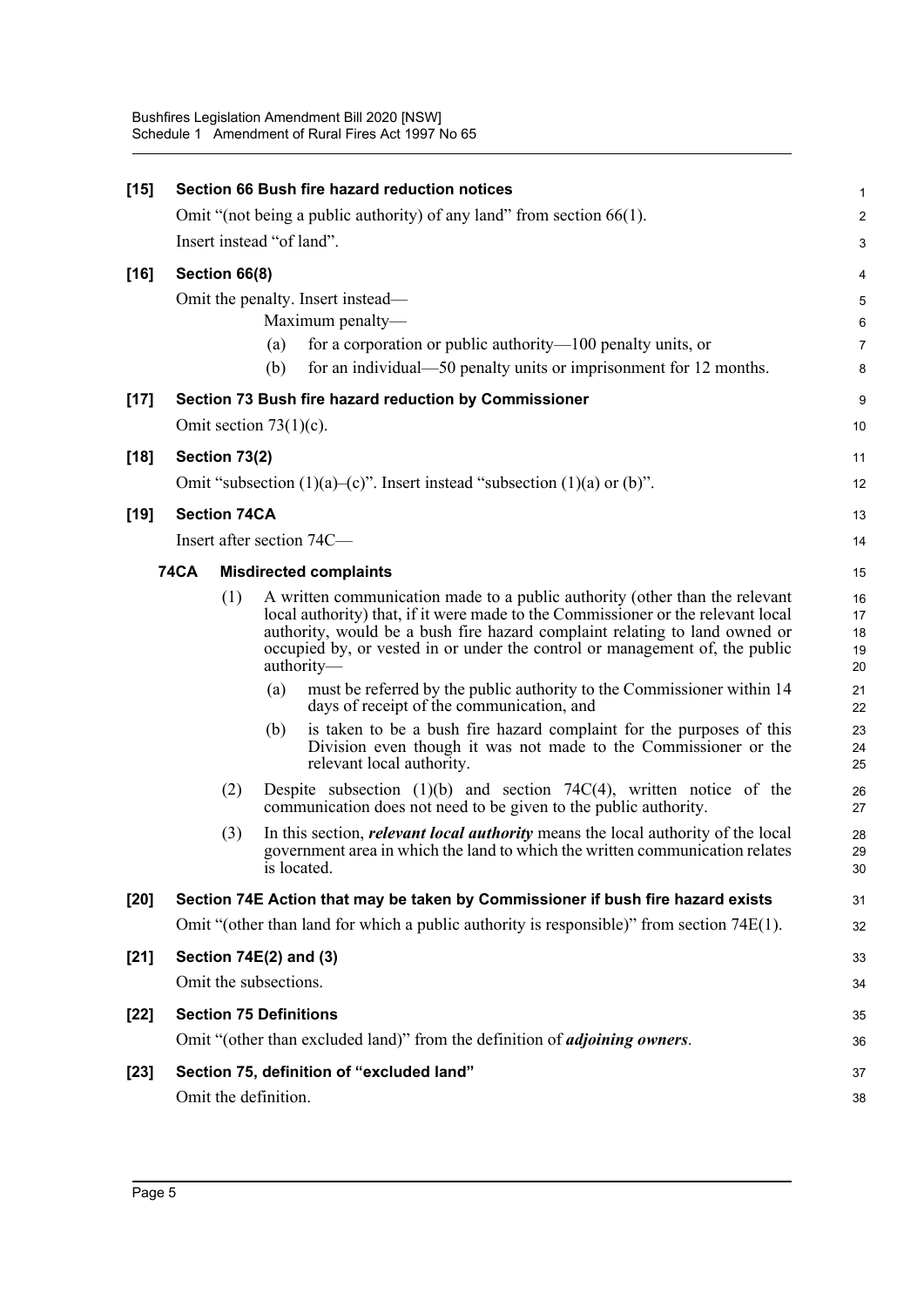**[15] Section 66 Bush fire hazard reduction notices**

Omit "(not being a public authority) of any land" from section 66(1).

Insert instead "of land".

**[16] Section 66(8)**

Omit the penalty. Insert instead—

Maximum penalty—

(a) for a corporation or public authority—100 penalty units, or

(b) for an individual—50 penalty units or imprisonment for 12 months.

**[17] Section 73 Bush fire hazard reduction by Commissioner**

Omit section 73(1)(c).

**[18] Section 73(2)**

Omit "subsection (1)(a)–(c)". Insert instead "subsection (1)(a) or (b)".

**[19] Section 74CA**

Insert after section 74C—

**74CA Misdirected complaints**

(1) A written communication made to a public authority (other than the relevant local authority) that, if it were made to the Commissioner or the relevant local authority, would be a bush fire hazard complaint relating to land owned or occupied by, or vested in or under the control or management of, the public authority—

(a) must be referred by the public authority to the Commissioner within 14 days of receipt of the communication, and

(b) is taken to be a bush fire hazard complaint for the purposes of this Division even though it was not made to the Commissioner or the relevant local authority.

(2) Despite subsection (1)(b) and section 74C(4), written notice of the communication does not need to be given to the public authority.

(3) In this section, ***relevant local authority*** means the local authority of the local government area in which the land to which the written communication relates is located.

**[20] Section 74E Action that may be taken by Commissioner if bush fire hazard exists**

Omit "(other than land for which a public authority is responsible)" from section 74E(1).

**[21] Section 74E(2) and (3)**

Omit the subsections.

**[22] Section 75 Definitions**

Omit "(other than excluded land)" from the definition of ***adjoining owners***.

**[23] Section 75, definition of "excluded land"**

Omit the definition.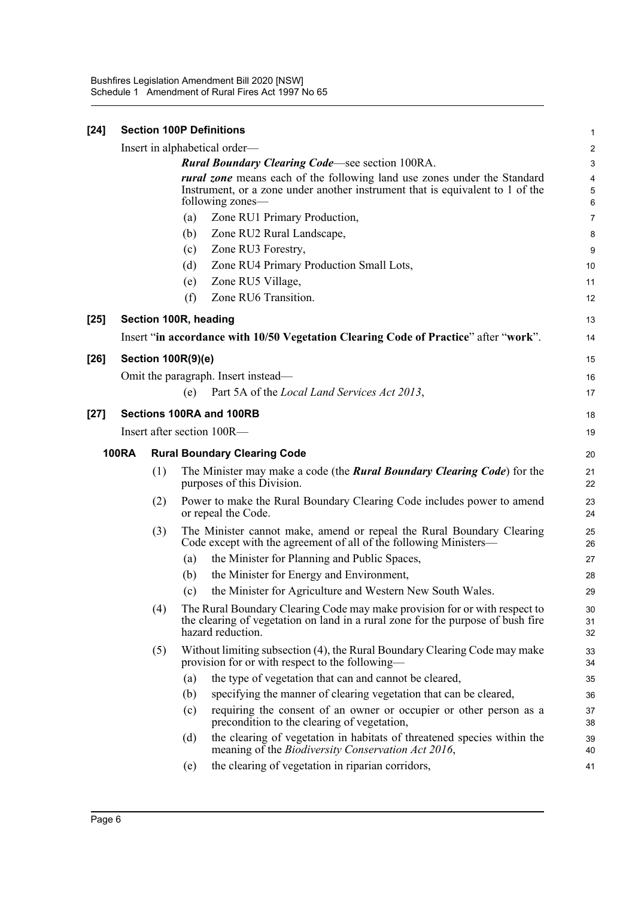**[24] Section 100P Definitions**

Insert in alphabetical order—

***Rural Boundary Clearing Code***—see section 100RA.

***rural zone*** means each of the following land use zones under the Standard Instrument, or a zone under another instrument that is equivalent to 1 of the following zones—

(a) Zone RU1 Primary Production,

(b) Zone RU2 Rural Landscape,

(c) Zone RU3 Forestry,

(d) Zone RU4 Primary Production Small Lots,

(e) Zone RU5 Village,

(f) Zone RU6 Transition.

**[25] Section 100R, heading**

Insert "**in accordance with 10/50 Vegetation Clearing Code of Practice**" after "**work**".

**[26] Section 100R(9)(e)**

Omit the paragraph. Insert instead—

(e) Part 5A of the *Local Land Services Act 2013*,

**[27] Sections 100RA and 100RB**

Insert after section 100R—

**100RA Rural Boundary Clearing Code**

(1) The Minister may make a code (the ***Rural Boundary Clearing Code***) for the purposes of this Division.

(2) Power to make the Rural Boundary Clearing Code includes power to amend or repeal the Code.

(3) The Minister cannot make, amend or repeal the Rural Boundary Clearing Code except with the agreement of all of the following Ministers—

(a) the Minister for Planning and Public Spaces,

(b) the Minister for Energy and Environment,

(c) the Minister for Agriculture and Western New South Wales.

(4) The Rural Boundary Clearing Code may make provision for or with respect to the clearing of vegetation on land in a rural zone for the purpose of bush fire hazard reduction.

(5) Without limiting subsection (4), the Rural Boundary Clearing Code may make provision for or with respect to the following—

(a) the type of vegetation that can and cannot be cleared,

(b) specifying the manner of clearing vegetation that can be cleared,

(c) requiring the consent of an owner or occupier or other person as a precondition to the clearing of vegetation,

(d) the clearing of vegetation in habitats of threatened species within the meaning of the *Biodiversity Conservation Act 2016*,

(e) the clearing of vegetation in riparian corridors,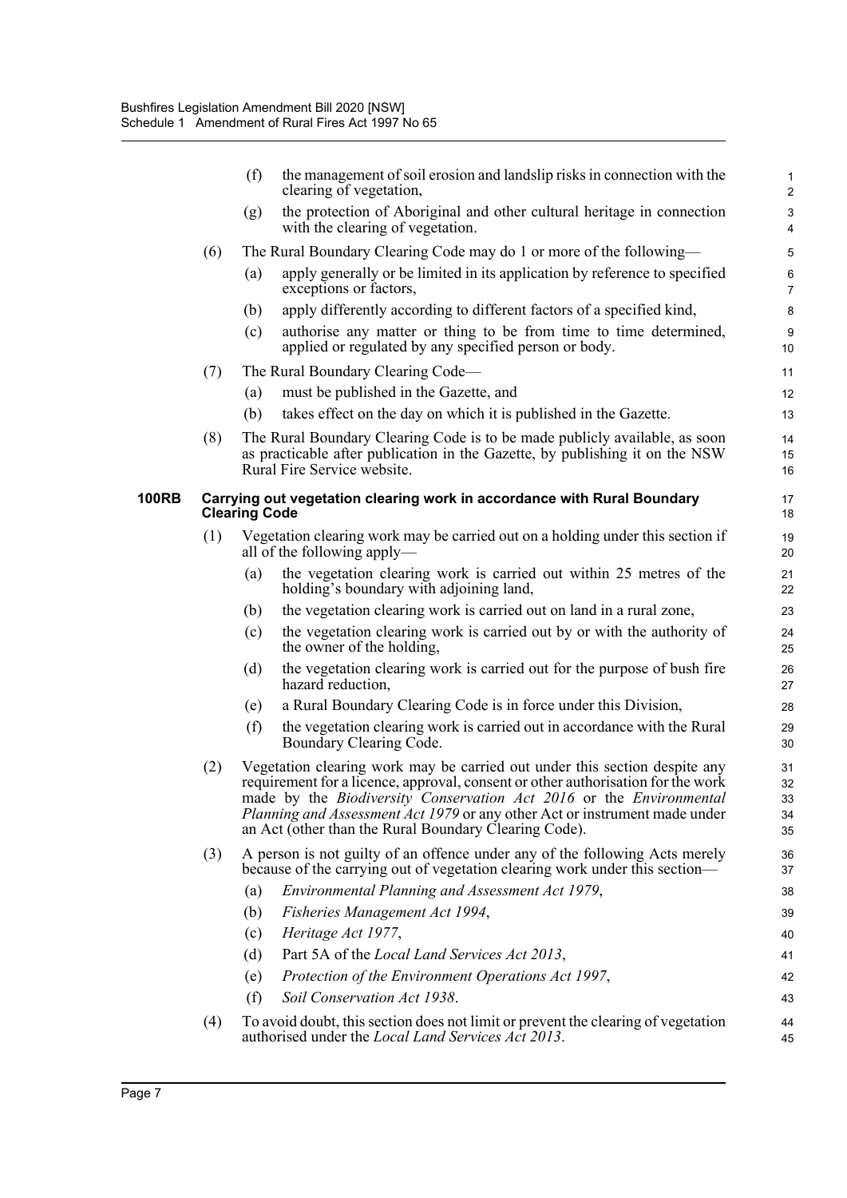(f) the management of soil erosion and landslip risks in connection with the clearing of vegetation,

(g) the protection of Aboriginal and other cultural heritage in connection with the clearing of vegetation.

(6) The Rural Boundary Clearing Code may do 1 or more of the following—

(a) apply generally or be limited in its application by reference to specified exceptions or factors,

(b) apply differently according to different factors of a specified kind,

(c) authorise any matter or thing to be from time to time determined, applied or regulated by any specified person or body.

(7) The Rural Boundary Clearing Code—

(a) must be published in the Gazette, and

(b) takes effect on the day on which it is published in the Gazette.

(8) The Rural Boundary Clearing Code is to be made publicly available, as soon as practicable after publication in the Gazette, by publishing it on the NSW Rural Fire Service website.

**100RB Carrying out vegetation clearing work in accordance with Rural Boundary Clearing Code**

(1) Vegetation clearing work may be carried out on a holding under this section if all of the following apply—

(a) the vegetation clearing work is carried out within 25 metres of the holding's boundary with adjoining land,

(b) the vegetation clearing work is carried out on land in a rural zone,

(c) the vegetation clearing work is carried out by or with the authority of the owner of the holding,

(d) the vegetation clearing work is carried out for the purpose of bush fire hazard reduction,

(e) a Rural Boundary Clearing Code is in force under this Division,

(f) the vegetation clearing work is carried out in accordance with the Rural Boundary Clearing Code.

(2) Vegetation clearing work may be carried out under this section despite any requirement for a licence, approval, consent or other authorisation for the work made by the *Biodiversity Conservation Act 2016* or the *Environmental Planning and Assessment Act 1979* or any other Act or instrument made under an Act (other than the Rural Boundary Clearing Code).

(3) A person is not guilty of an offence under any of the following Acts merely because of the carrying out of vegetation clearing work under this section—

(a) *Environmental Planning and Assessment Act 1979*,

(b) *Fisheries Management Act 1994*,

(c) *Heritage Act 1977*,

(d) Part 5A of the *Local Land Services Act 2013*,

(e) *Protection of the Environment Operations Act 1997*,

(f) *Soil Conservation Act 1938*.

(4) To avoid doubt, this section does not limit or prevent the clearing of vegetation authorised under the *Local Land Services Act 2013*.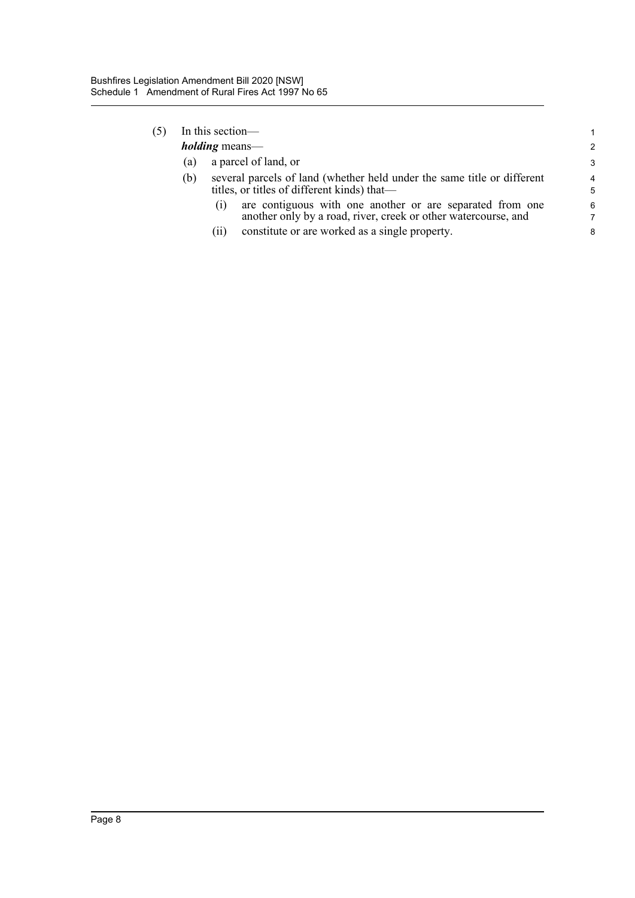(5) In this section—

***holding*** means—

(a) a parcel of land, or

(b) several parcels of land (whether held under the same title or different titles, or titles of different kinds) that—

 (i) are contiguous with one another or are separated from one another only by a road, river, creek or other watercourse, and

 (ii) constitute or are worked as a single property.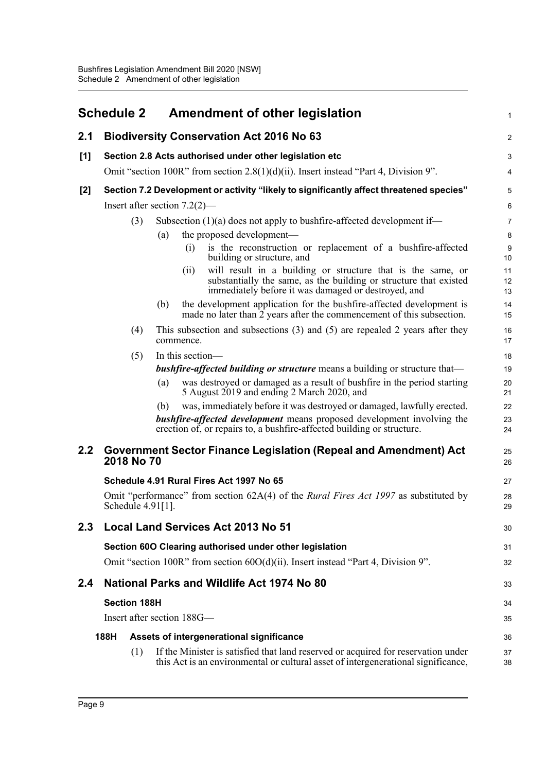# Schedule 2 Amendment of other legislation

## 2.1 Biodiversity Conservation Act 2016 No 63

### [1] Section 2.8 Acts authorised under other legislation etc

Omit "section 100R" from section 2.8(1)(d)(ii). Insert instead "Part 4, Division 9".

### [2] Section 7.2 Development or activity "likely to significantly affect threatened species"

Insert after section 7.2(2)—

(3) Subsection (1)(a) does not apply to bushfire-affected development if—

(a) the proposed development—

(i) is the reconstruction or replacement of a bushfire-affected building or structure, and

(ii) will result in a building or structure that is the same, or substantially the same, as the building or structure that existed immediately before it was damaged or destroyed, and

(b) the development application for the bushfire-affected development is made no later than 2 years after the commencement of this subsection.

(4) This subsection and subsections (3) and (5) are repealed 2 years after they commence.

(5) In this section—

***bushfire-affected building or structure*** means a building or structure that—

(a) was destroyed or damaged as a result of bushfire in the period starting 5 August 2019 and ending 2 March 2020, and

(b) was, immediately before it was destroyed or damaged, lawfully erected.

***bushfire-affected development*** means proposed development involving the erection of, or repairs to, a bushfire-affected building or structure.

## 2.2 Government Sector Finance Legislation (Repeal and Amendment) Act 2018 No 70

### Schedule 4.91 Rural Fires Act 1997 No 65

Omit "performance" from section 62A(4) of the *Rural Fires Act 1997* as substituted by Schedule 4.91[1].

## 2.3 Local Land Services Act 2013 No 51

### Section 60O Clearing authorised under other legislation

Omit "section 100R" from section 60O(d)(ii). Insert instead "Part 4, Division 9".

## 2.4 National Parks and Wildlife Act 1974 No 80

### Section 188H

Insert after section 188G—

### 188H Assets of intergenerational significance

(1) If the Minister is satisfied that land reserved or acquired for reservation under this Act is an environmental or cultural asset of intergenerational significance,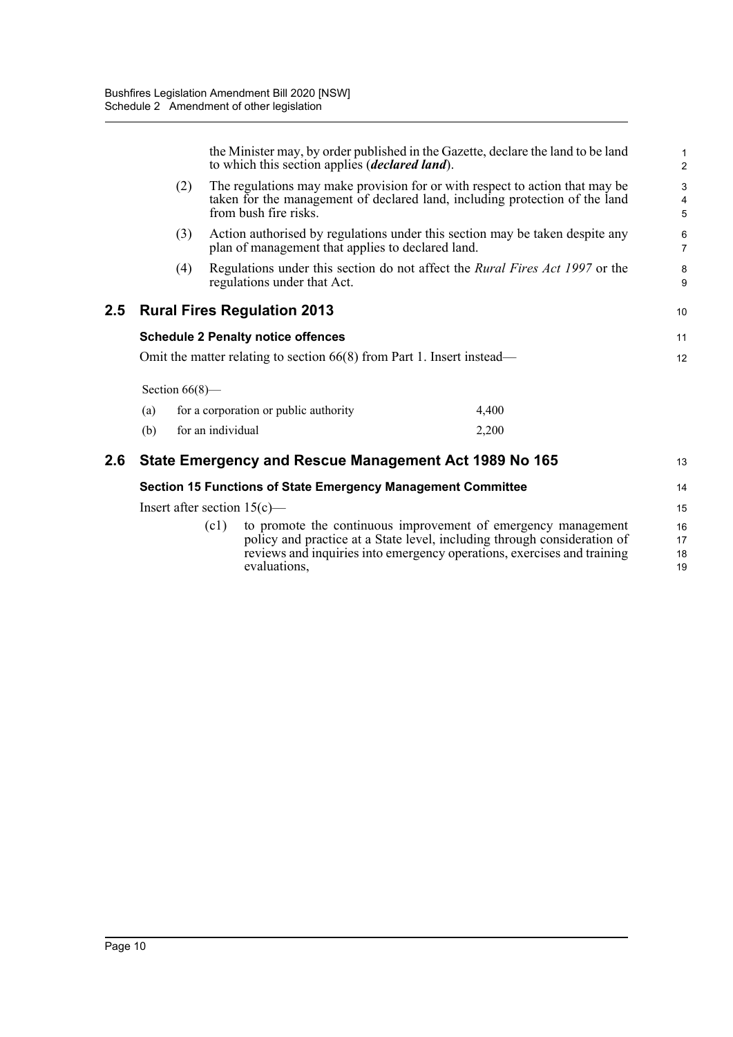the Minister may, by order published in the Gazette, declare the land to be land to which this section applies (***declared land***).

(2) The regulations may make provision for or with respect to action that may be taken for the management of declared land, including protection of the land from bush fire risks.

(3) Action authorised by regulations under this section may be taken despite any plan of management that applies to declared land.

(4) Regulations under this section do not affect the *Rural Fires Act 1997* or the regulations under that Act.

## 2.5 Rural Fires Regulation 2013

### Schedule 2 Penalty notice offences

Omit the matter relating to section 66(8) from Part 1. Insert instead—

Section 66(8)—

| | | |
|---|---|---|
| (a) | for a corporation or public authority | 4,400 |
| (b) | for an individual | 2,200 |

## 2.6 State Emergency and Rescue Management Act 1989 No 165

### Section 15 Functions of State Emergency Management Committee

Insert after section 15(c)—

(c1) to promote the continuous improvement of emergency management policy and practice at a State level, including through consideration of reviews and inquiries into emergency operations, exercises and training evaluations,